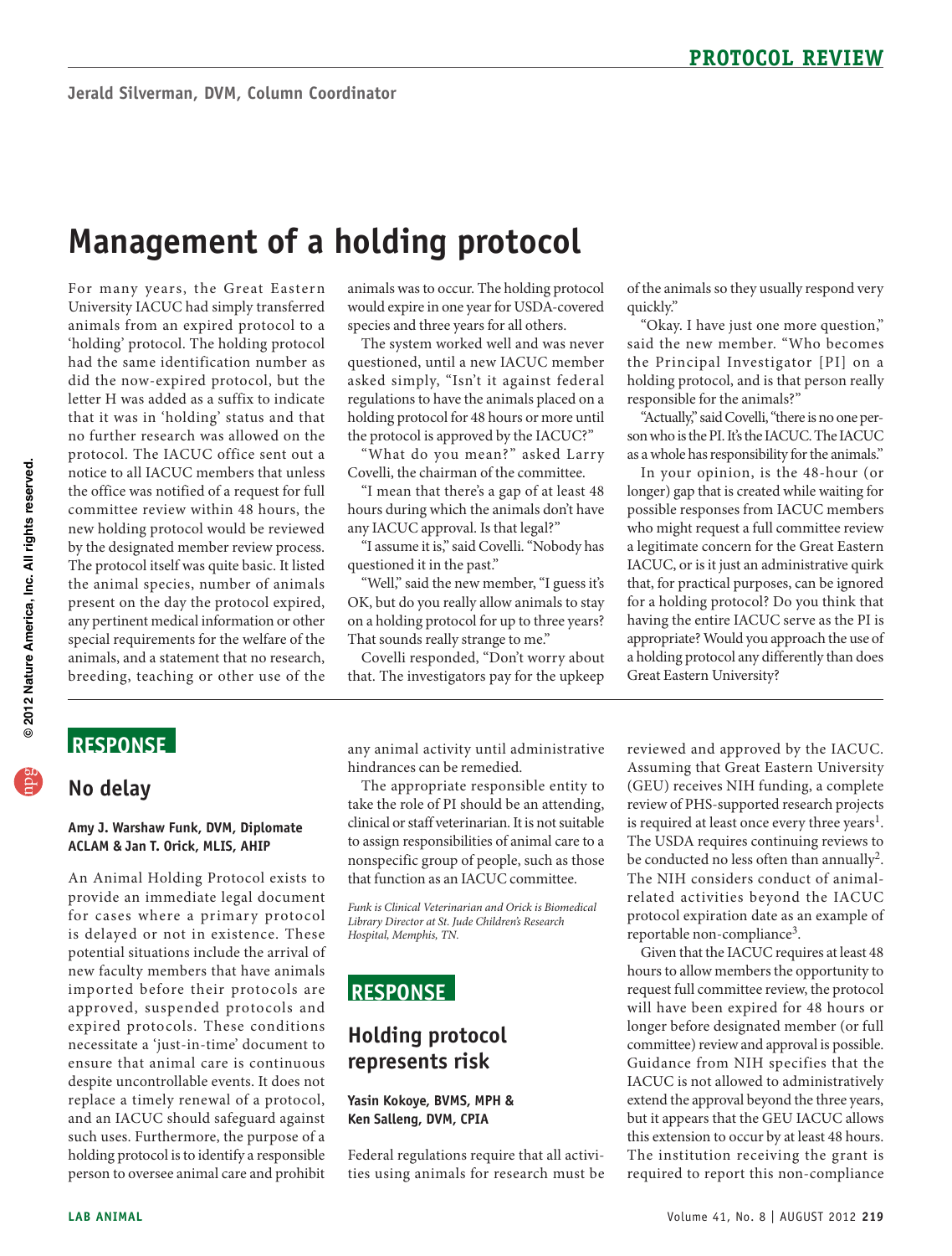**PROTOCOL REVIEW**

Jerald Silverman, DVM, Column Coordinator

# Management of a holding protocol

For many years, the Great Eastern University IACUC had simply transferred animals from an expired protocol to a 'holding' protocol. The holding protocol had the same identification number as did the now-expired protocol, but the letter H was added as a suffix to indicate that it was in 'holding' status and that no further research was allowed on the protocol. The IACUC office sent out a notice to all IACUC members that unless the office was notified of a request for full committee review within 48 hours, the new holding protocol would be reviewed by the designated member review process. The protocol itself was quite basic. It listed the animal species, number of animals present on the day the protocol expired, any pertinent medical information or other special requirements for the welfare of the animals, and a statement that no research, breeding, teaching or other use of the animals was to occur. The holding protocol would expire in one year for USDA-covered species and three years for all others.

The system worked well and was never questioned, until a new IACUC member asked simply, "Isn't it against federal regulations to have the animals placed on a holding protocol for 48 hours or more until the protocol is approved by the IACUC?"

"What do you mean?" asked Larry Covelli, the chairman of the committee.

"I mean that there's a gap of at least 48 hours during which the animals don't have any IACUC approval. Is that legal?"

"I assume it is," said Covelli. "Nobody has questioned it in the past."

"Well," said the new member, "I guess it's OK, but do you really allow animals to stay on a holding protocol for up to three years? That sounds really strange to me."

Covelli responded, "Don't worry about that. The investigators pay for the upkeep of the animals so they usually respond very quickly."

"Okay. I have just one more question," said the new member. "Who becomes the Principal Investigator [PI] on a holding protocol, and is that person really responsible for the animals?"

"Actually," said Covelli, "there is no one person who is the PI. It's the IACUC. The IACUC as a whole has responsibility for the animals."

In your opinion, is the 48-hour (or longer) gap that is created while waiting for possible responses from IACUC members who might request a full committee review a legitimate concern for the Great Eastern IACUC, or is it just an administrative quirk that, for practical purposes, can be ignored for a holding protocol? Do you think that having the entire IACUC serve as the PI is appropriate? Would you approach the use of a holding protocol any differently than does Great Eastern University?

## RESPONSE

### No delay

**Amy J. Warshaw Funk, DVM, Diplomate ACLAM & Jan T. Orick, MLIS, AHIP**

An Animal Holding Protocol exists to provide an immediate legal document for cases where a primary protocol is delayed or not in existence. These potential situations include the arrival of new faculty members that have animals imported before their protocols are approved, suspended protocols and expired protocols. These conditions necessitate a 'just-in-time' document to ensure that animal care is continuous despite uncontrollable events. It does not replace a timely renewal of a protocol, and an IACUC should safeguard against such uses. Furthermore, the purpose of a holding protocol is to identify a responsible person to oversee animal care and prohibit any animal activity until administrative hindrances can be remedied.

The appropriate responsible entity to take the role of PI should be an attending, clinical or staff veterinarian. It is not suitable to assign responsibilities of animal care to a nonspecific group of people, such as those that function as an IACUC committee.

*Funk is Clinical Veterinarian and Orick is Biomedical Library Director at St. Jude Children's Research Hospital, Memphis, TN.*

## RESPONSE

### Holding protocol represents risk

**Yasin Kokoye, BVMS, MPH & Ken Salleng, DVM, CPIA**

Federal regulations require that all activities using animals for research must be reviewed and approved by the IACUC. Assuming that Great Eastern University (GEU) receives NIH funding, a complete review of PHS-supported research projects is required at least once every three years[1]. The USDA requires continuing reviews to be conducted no less often than annually[2]. The NIH considers conduct of animal-related activities beyond the IACUC protocol expiration date as an example of reportable non-compliance[3].

Given that the IACUC requires at least 48 hours to allow members the opportunity to request full committee review, the protocol will have been expired for 48 hours or longer before designated member (or full committee) review and approval is possible. Guidance from NIH specifies that the IACUC is not allowed to administratively extend the approval beyond the three years, but it appears that the GEU IACUC allows this extension to occur by at least 48 hours. The institution receiving the grant is required to report this non-compliance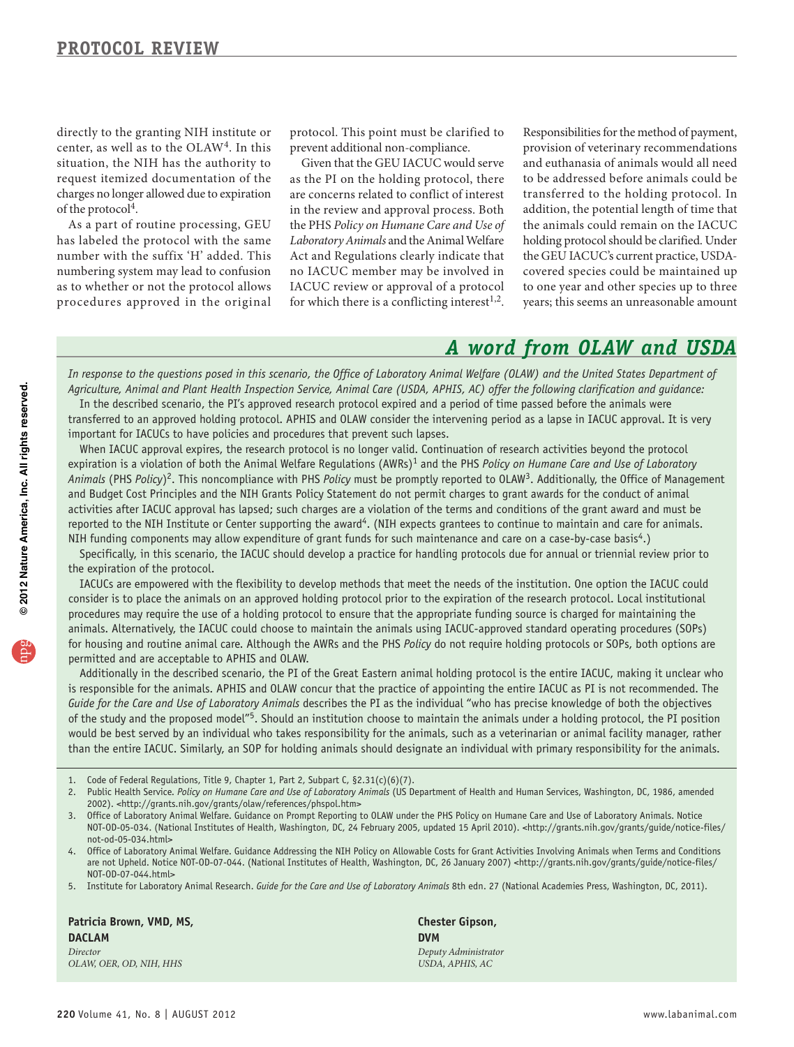directly to the granting NIH institute or center, as well as to the OLAW[4]. In this situation, the NIH has the authority to request itemized documentation of the charges no longer allowed due to expiration of the protocol[4].

As a part of routine processing, GEU has labeled the protocol with the same number with the suffix 'H' added. This numbering system may lead to confusion as to whether or not the protocol allows procedures approved in the original protocol. This point must be clarified to prevent additional non-compliance.

Given that the GEU IACUC would serve as the PI on the holding protocol, there are concerns related to conflict of interest in the review and approval process. Both the PHS *Policy on Humane Care and Use of Laboratory Animals* and the Animal Welfare Act and Regulations clearly indicate that no IACUC member may be involved in IACUC review or approval of a protocol for which there is a conflicting interest[1,2]. Responsibilities for the method of payment, provision of veterinary recommendations and euthanasia of animals would all need to be addressed before animals could be transferred to the holding protocol. In addition, the potential length of time that the animals could remain on the IACUC holding protocol should be clarified. Under the GEU IACUC's current practice, USDA-covered species could be maintained up to one year and other species up to three years; this seems an unreasonable amount

## A word from OLAW and USDA

*In response to the questions posed in this scenario, the Office of Laboratory Animal Welfare (OLAW) and the United States Department of Agriculture, Animal and Plant Health Inspection Service, Animal Care (USDA, APHIS, AC) offer the following clarification and guidance:*

In the described scenario, the PI's approved research protocol expired and a period of time passed before the animals were transferred to an approved holding protocol. APHIS and OLAW consider the intervening period as a lapse in IACUC approval. It is very important for IACUCs to have policies and procedures that prevent such lapses.

When IACUC approval expires, the research protocol is no longer valid. Continuation of research activities beyond the protocol expiration is a violation of both the Animal Welfare Regulations (AWRs)[1] and the PHS *Policy on Humane Care and Use of Laboratory Animals* (PHS *Policy*)[2]. This noncompliance with PHS *Policy* must be promptly reported to OLAW[3]. Additionally, the Office of Management and Budget Cost Principles and the NIH Grants Policy Statement do not permit charges to grant awards for the conduct of animal activities after IACUC approval has lapsed; such charges are a violation of the terms and conditions of the grant award and must be reported to the NIH Institute or Center supporting the award[4]. (NIH expects grantees to continue to maintain and care for animals. NIH funding components may allow expenditure of grant funds for such maintenance and care on a case-by-case basis[4].)

Specifically, in this scenario, the IACUC should develop a practice for handling protocols due for annual or triennial review prior to the expiration of the protocol.

IACUCs are empowered with the flexibility to develop methods that meet the needs of the institution. One option the IACUC could consider is to place the animals on an approved holding protocol prior to the expiration of the research protocol. Local institutional procedures may require the use of a holding protocol to ensure that the appropriate funding source is charged for maintaining the animals. Alternatively, the IACUC could choose to maintain the animals using IACUC-approved standard operating procedures (SOPs) for housing and routine animal care. Although the AWRs and the PHS *Policy* do not require holding protocols or SOPs, both options are permitted and are acceptable to APHIS and OLAW.

Additionally in the described scenario, the PI of the Great Eastern animal holding protocol is the entire IACUC, making it unclear who is responsible for the animals. APHIS and OLAW concur that the practice of appointing the entire IACUC as PI is not recommended. The *Guide for the Care and Use of Laboratory Animals* describes the PI as the individual "who has precise knowledge of both the objectives of the study and the proposed model"[5]. Should an institution choose to maintain the animals under a holding protocol, the PI position would be best served by an individual who takes responsibility for the animals, such as a veterinarian or animal facility manager, rather than the entire IACUC. Similarly, an SOP for holding animals should designate an individual with primary responsibility for the animals.

1. Code of Federal Regulations, Title 9, Chapter 1, Part 2, Subpart C, §2.31(c)(6)(7).
2. Public Health Service. *Policy on Humane Care and Use of Laboratory Animals* (US Department of Health and Human Services, Washington, DC, 1986, amended 2002). <http://grants.nih.gov/grants/olaw/references/phspol.htm>
3. Office of Laboratory Animal Welfare. Guidance on Prompt Reporting to OLAW under the PHS Policy on Humane Care and Use of Laboratory Animals. Notice NOT-OD-05-034. (National Institutes of Health, Washington, DC, 24 February 2005, updated 15 April 2010). <http://grants.nih.gov/grants/guide/notice-files/not-od-05-034.html>
4. Office of Laboratory Animal Welfare. Guidance Addressing the NIH Policy on Allowable Costs for Grant Activities Involving Animals when Terms and Conditions are not Upheld. Notice NOT-OD-07-044. (National Institutes of Health, Washington, DC, 26 January 2007) <http://grants.nih.gov/grants/guide/notice-files/NOT-OD-07-044.html>
5. Institute for Laboratory Animal Research. *Guide for the Care and Use of Laboratory Animals* 8th edn. 27 (National Academies Press, Washington, DC, 2011).

**Patricia Brown, VMD, MS, DACLAM**
*Director*
*OLAW, OER, OD, NIH, HHS*

**Chester Gipson, DVM**
*Deputy Administrator*
*USDA, APHIS, AC*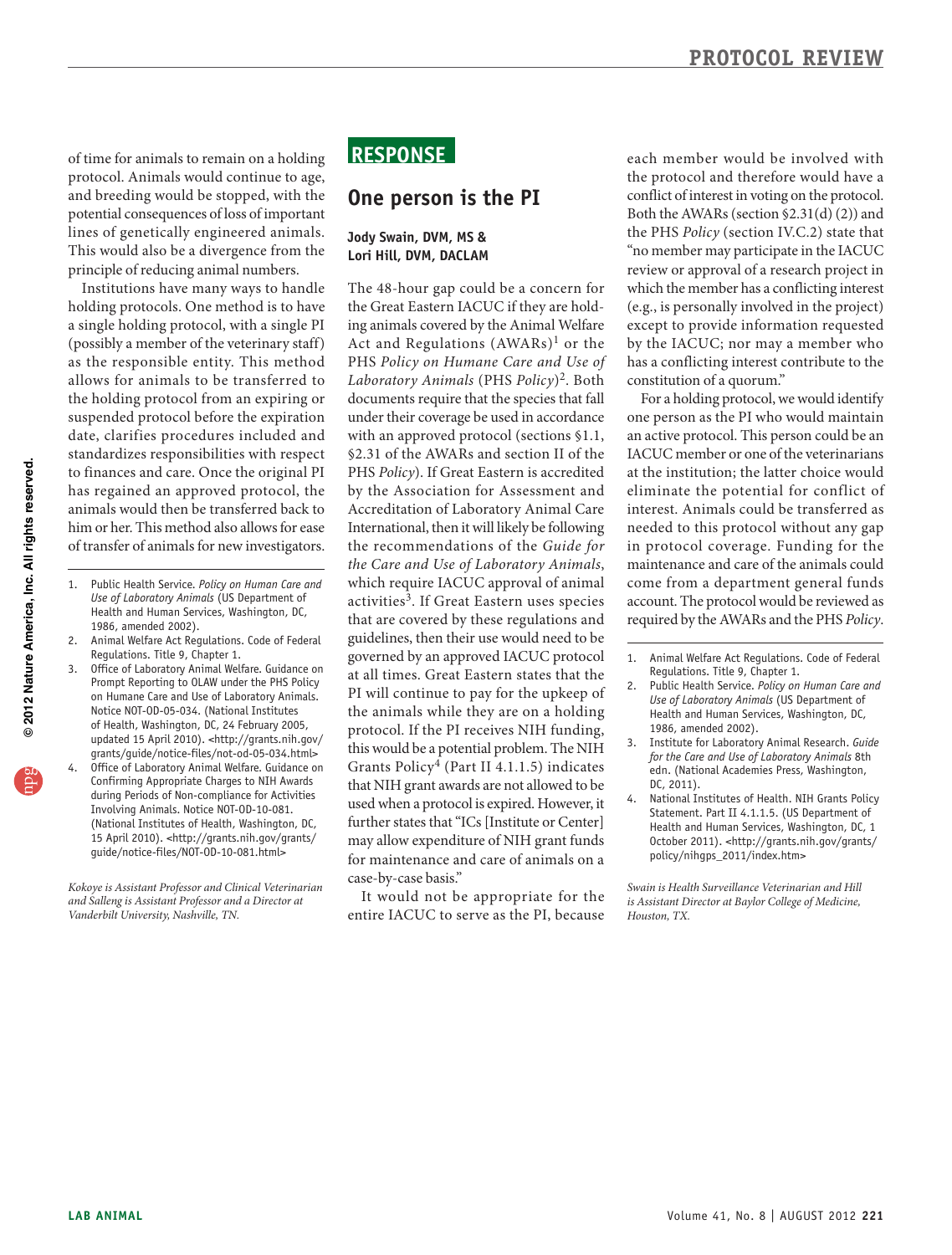of time for animals to remain on a holding protocol. Animals would continue to age, and breeding would be stopped, with the potential consequences of loss of important lines of genetically engineered animals. This would also be a divergence from the principle of reducing animal numbers.

Institutions have many ways to handle holding protocols. One method is to have a single holding protocol, with a single PI (possibly a member of the veterinary staff) as the responsible entity. This method allows for animals to be transferred to the holding protocol from an expiring or suspended protocol before the expiration date, clarifies procedures included and standardizes responsibilities with respect to finances and care. Once the original PI has regained an approved protocol, the animals would then be transferred back to him or her. This method also allows for ease of transfer of animals for new investigators.

1. Public Health Service. *Policy on Human Care and Use of Laboratory Animals* (US Department of Health and Human Services, Washington, DC, 1986, amended 2002).
2. Animal Welfare Act Regulations. Code of Federal Regulations. Title 9, Chapter 1.
3. Office of Laboratory Animal Welfare. Guidance on Prompt Reporting to OLAW under the PHS Policy on Humane Care and Use of Laboratory Animals. Notice NOT-OD-05-034. (National Institutes of Health, Washington, DC, 24 February 2005, updated 15 April 2010). <http://grants.nih.gov/grants/guide/notice-files/not-od-05-034.html>
4. Office of Laboratory Animal Welfare. Guidance on Confirming Appropriate Charges to NIH Awards during Periods of Non-compliance for Activities Involving Animals. Notice NOT-OD-10-081. (National Institutes of Health, Washington, DC, 15 April 2010). <http://grants.nih.gov/grants/guide/notice-files/NOT-OD-10-081.html>

*Kokoye is Assistant Professor and Clinical Veterinarian and Salleng is Assistant Professor and a Director at Vanderbilt University, Nashville, TN.*

## RESPONSE

### One person is the PI

**Jody Swain, DVM, MS & Lori Hill, DVM, DACLAM**

The 48-hour gap could be a concern for the Great Eastern IACUC if they are holding animals covered by the Animal Welfare Act and Regulations (AWARs)[1] or the PHS *Policy on Humane Care and Use of Laboratory Animals* (PHS *Policy*)[2]. Both documents require that the species that fall under their coverage be used in accordance with an approved protocol (sections §1.1, §2.31 of the AWARs and section II of the PHS *Policy*). If Great Eastern is accredited by the Association for Assessment and Accreditation of Laboratory Animal Care International, then it will likely be following the recommendations of the *Guide for the Care and Use of Laboratory Animals*, which require IACUC approval of animal activities[3]. If Great Eastern uses species that are covered by these regulations and guidelines, then their use would need to be governed by an approved IACUC protocol at all times. Great Eastern states that the PI will continue to pay for the upkeep of the animals while they are on a holding protocol. If the PI receives NIH funding, this would be a potential problem. The NIH Grants Policy[4] (Part II 4.1.1.5) indicates that NIH grant awards are not allowed to be used when a protocol is expired. However, it further states that "ICs [Institute or Center] may allow expenditure of NIH grant funds for maintenance and care of animals on a case-by-case basis."

It would not be appropriate for the entire IACUC to serve as the PI, because each member would be involved with the protocol and therefore would have a conflict of interest in voting on the protocol. Both the AWARs (section §2.31(d) (2)) and the PHS *Policy* (section IV.C.2) state that "no member may participate in the IACUC review or approval of a research project in which the member has a conflicting interest (e.g., is personally involved in the project) except to provide information requested by the IACUC; nor may a member who has a conflicting interest contribute to the constitution of a quorum."

For a holding protocol, we would identify one person as the PI who would maintain an active protocol. This person could be an IACUC member or one of the veterinarians at the institution; the latter choice would eliminate the potential for conflict of interest. Animals could be transferred as needed to this protocol without any gap in protocol coverage. Funding for the maintenance and care of the animals could come from a department general funds account. The protocol would be reviewed as required by the AWARs and the PHS *Policy*.

1. Animal Welfare Act Regulations. Code of Federal Regulations. Title 9, Chapter 1.
2. Public Health Service. *Policy on Human Care and Use of Laboratory Animals* (US Department of Health and Human Services, Washington, DC, 1986, amended 2002).
3. Institute for Laboratory Animal Research. *Guide for the Care and Use of Laboratory Animals* 8th edn. (National Academies Press, Washington, DC, 2011).
4. National Institutes of Health. NIH Grants Policy Statement. Part II 4.1.1.5. (US Department of Health and Human Services, Washington, DC, 1 October 2011). <http://grants.nih.gov/grants/policy/nihgps_2011/index.htm>

*Swain is Health Surveillance Veterinarian and Hill is Assistant Director at Baylor College of Medicine, Houston, TX.*